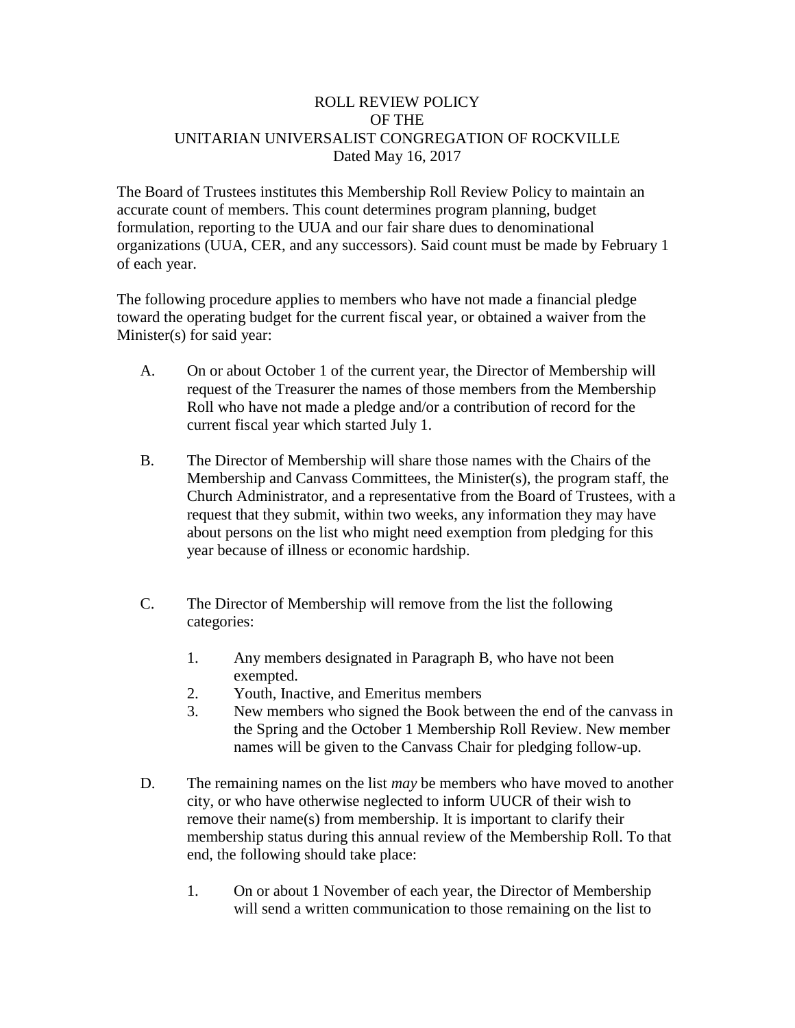# ROLL REVIEW POLICY
# OF THE
# UNITARIAN UNIVERSALIST CONGREGATION OF ROCKVILLE

Dated May 16, 2017

The Board of Trustees institutes this Membership Roll Review Policy to maintain an accurate count of members. This count determines program planning, budget formulation, reporting to the UUA and our fair share dues to denominational organizations (UUA, CER, and any successors). Said count must be made by February 1 of each year.

The following procedure applies to members who have not made a financial pledge toward the operating budget for the current fiscal year, or obtained a waiver from the Minister(s) for said year:

A. On or about October 1 of the current year, the Director of Membership will request of the Treasurer the names of those members from the Membership Roll who have not made a pledge and/or a contribution of record for the current fiscal year which started July 1.

B. The Director of Membership will share those names with the Chairs of the Membership and Canvass Committees, the Minister(s), the program staff, the Church Administrator, and a representative from the Board of Trustees, with a request that they submit, within two weeks, any information they may have about persons on the list who might need exemption from pledging for this year because of illness or economic hardship.

C. The Director of Membership will remove from the list the following categories:

   1. Any members designated in Paragraph B, who have not been exempted.
   2. Youth, Inactive, and Emeritus members
   3. New members who signed the Book between the end of the canvass in the Spring and the October 1 Membership Roll Review. New member names will be given to the Canvass Chair for pledging follow-up.

D. The remaining names on the list *may* be members who have moved to another city, or who have otherwise neglected to inform UUCR of their wish to remove their name(s) from membership. It is important to clarify their membership status during this annual review of the Membership Roll. To that end, the following should take place:

   1. On or about 1 November of each year, the Director of Membership will send a written communication to those remaining on the list to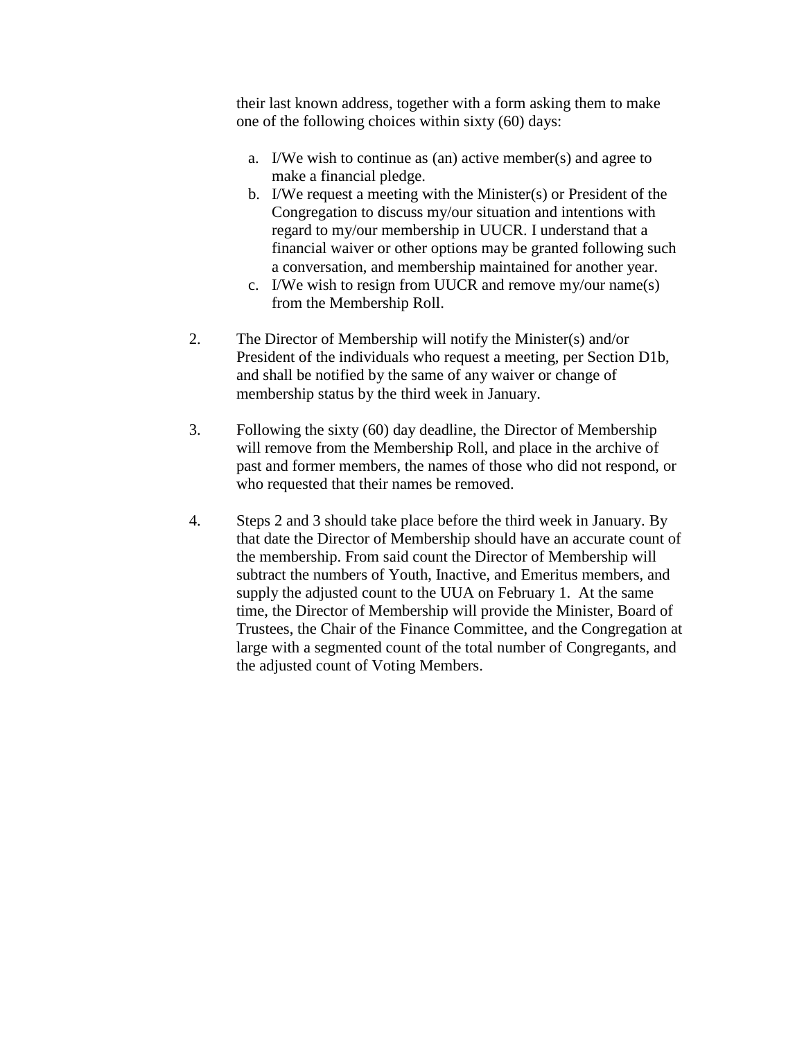their last known address, together with a form asking them to make one of the following choices within sixty (60) days:

a. I/We wish to continue as (an) active member(s) and agree to make a financial pledge.
b. I/We request a meeting with the Minister(s) or President of the Congregation to discuss my/our situation and intentions with regard to my/our membership in UUCR. I understand that a financial waiver or other options may be granted following such a conversation, and membership maintained for another year.
c. I/We wish to resign from UUCR and remove my/our name(s) from the Membership Roll.

2. The Director of Membership will notify the Minister(s) and/or President of the individuals who request a meeting, per Section D1b, and shall be notified by the same of any waiver or change of membership status by the third week in January.

3. Following the sixty (60) day deadline, the Director of Membership will remove from the Membership Roll, and place in the archive of past and former members, the names of those who did not respond, or who requested that their names be removed.

4. Steps 2 and 3 should take place before the third week in January. By that date the Director of Membership should have an accurate count of the membership. From said count the Director of Membership will subtract the numbers of Youth, Inactive, and Emeritus members, and supply the adjusted count to the UUA on February 1. At the same time, the Director of Membership will provide the Minister, Board of Trustees, the Chair of the Finance Committee, and the Congregation at large with a segmented count of the total number of Congregants, and the adjusted count of Voting Members.